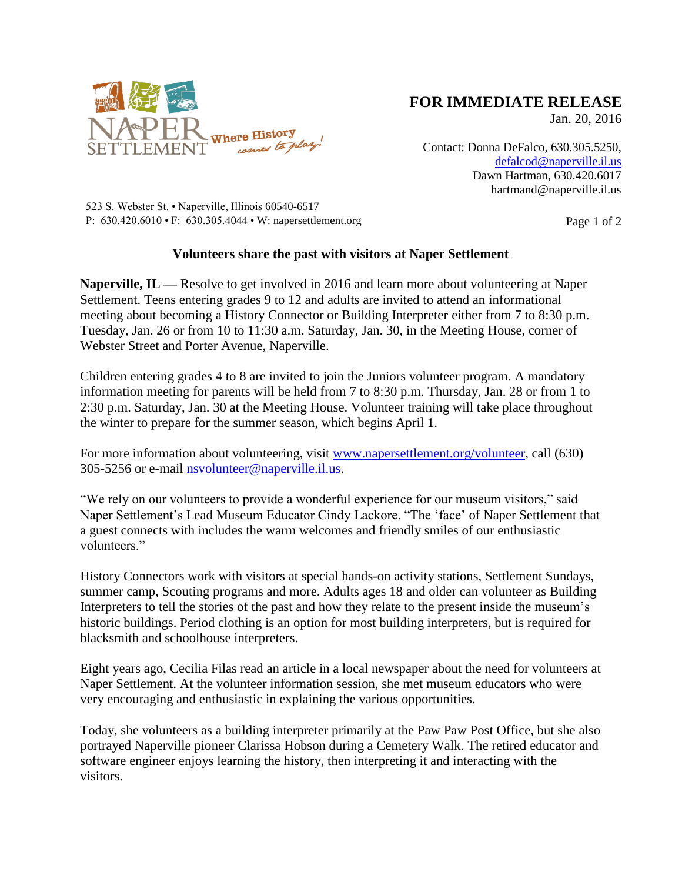NAPER SETTLEMENT Where History comes to play!

**FOR IMMEDIATE RELEASE**
Jan. 20, 2016

Contact: Donna DeFalco, 630.305.5250, defalcod@naperville.il.us
Dawn Hartman, 630.420.6017
hartmand@naperville.il.us

523 S. Webster St. • Naperville, Illinois 60540-6517
P: 630.420.6010 • F: 630.305.4044 • W: napersettlement.org

## Volunteers share the past with visitors at Naper Settlement

**Naperville, IL —** Resolve to get involved in 2016 and learn more about volunteering at Naper Settlement. Teens entering grades 9 to 12 and adults are invited to attend an informational meeting about becoming a History Connector or Building Interpreter either from 7 to 8:30 p.m. Tuesday, Jan. 26 or from 10 to 11:30 a.m. Saturday, Jan. 30, in the Meeting House, corner of Webster Street and Porter Avenue, Naperville.

Children entering grades 4 to 8 are invited to join the Juniors volunteer program. A mandatory information meeting for parents will be held from 7 to 8:30 p.m. Thursday, Jan. 28 or from 1 to 2:30 p.m. Saturday, Jan. 30 at the Meeting House. Volunteer training will take place throughout the winter to prepare for the summer season, which begins April 1.

For more information about volunteering, visit www.napersettlement.org/volunteer, call (630) 305-5256 or e-mail nsvolunteer@naperville.il.us.

"We rely on our volunteers to provide a wonderful experience for our museum visitors," said Naper Settlement's Lead Museum Educator Cindy Lackore. "The 'face' of Naper Settlement that a guest connects with includes the warm welcomes and friendly smiles of our enthusiastic volunteers."

History Connectors work with visitors at special hands-on activity stations, Settlement Sundays, summer camp, Scouting programs and more. Adults ages 18 and older can volunteer as Building Interpreters to tell the stories of the past and how they relate to the present inside the museum's historic buildings. Period clothing is an option for most building interpreters, but is required for blacksmith and schoolhouse interpreters.

Eight years ago, Cecilia Filas read an article in a local newspaper about the need for volunteers at Naper Settlement. At the volunteer information session, she met museum educators who were very encouraging and enthusiastic in explaining the various opportunities.

Today, she volunteers as a building interpreter primarily at the Paw Paw Post Office, but she also portrayed Naperville pioneer Clarissa Hobson during a Cemetery Walk. The retired educator and software engineer enjoys learning the history, then interpreting it and interacting with the visitors.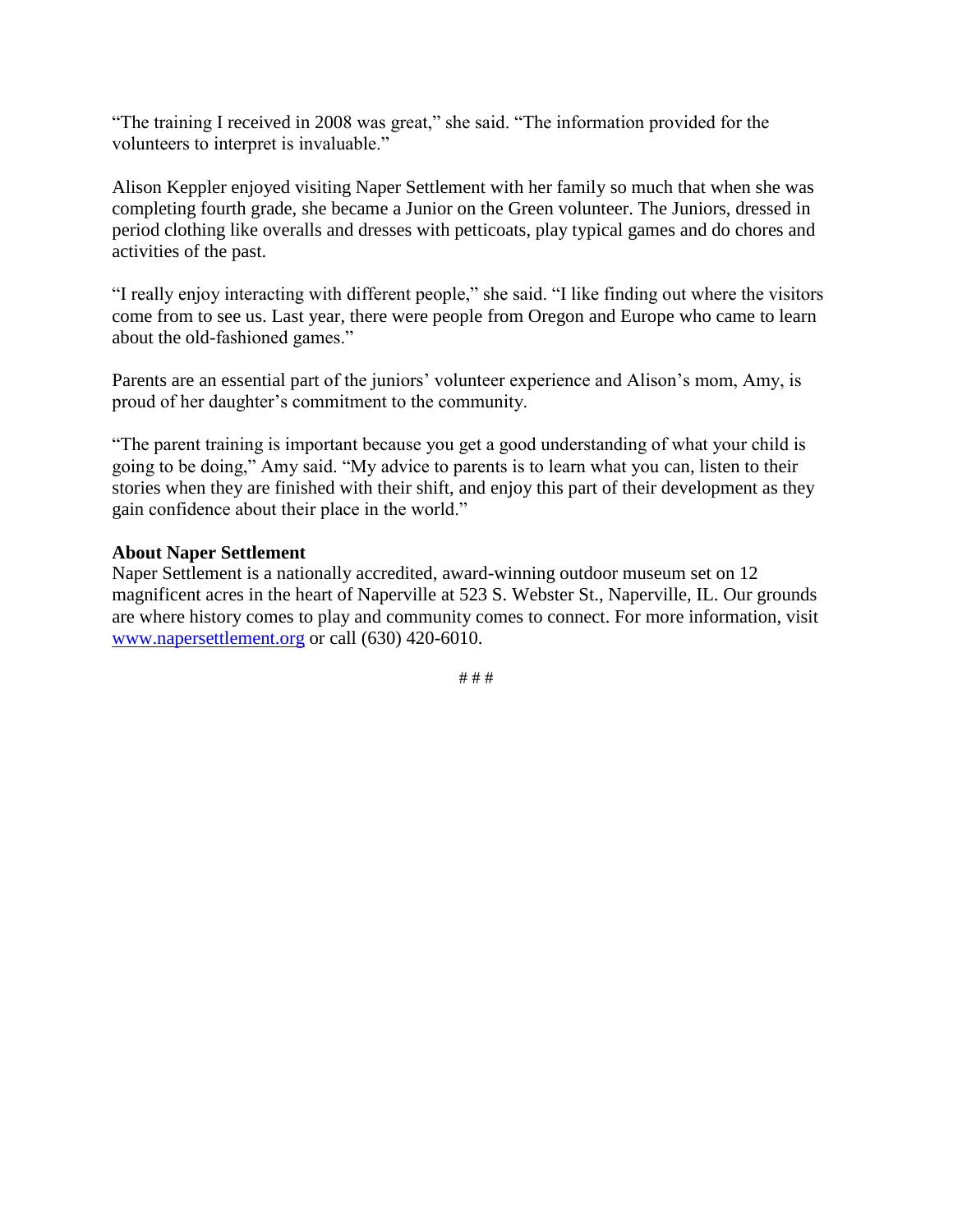"The training I received in 2008 was great," she said. "The information provided for the volunteers to interpret is invaluable."

Alison Keppler enjoyed visiting Naper Settlement with her family so much that when she was completing fourth grade, she became a Junior on the Green volunteer. The Juniors, dressed in period clothing like overalls and dresses with petticoats, play typical games and do chores and activities of the past.

"I really enjoy interacting with different people," she said. "I like finding out where the visitors come from to see us. Last year, there were people from Oregon and Europe who came to learn about the old-fashioned games."

Parents are an essential part of the juniors' volunteer experience and Alison's mom, Amy, is proud of her daughter's commitment to the community.

"The parent training is important because you get a good understanding of what your child is going to be doing," Amy said. "My advice to parents is to learn what you can, listen to their stories when they are finished with their shift, and enjoy this part of their development as they gain confidence about their place in the world."

**About Naper Settlement**

Naper Settlement is a nationally accredited, award-winning outdoor museum set on 12 magnificent acres in the heart of Naperville at 523 S. Webster St., Naperville, IL. Our grounds are where history comes to play and community comes to connect. For more information, visit [www.napersettlement.org](http://www.napersettlement.org) or call (630) 420-6010.

# # #